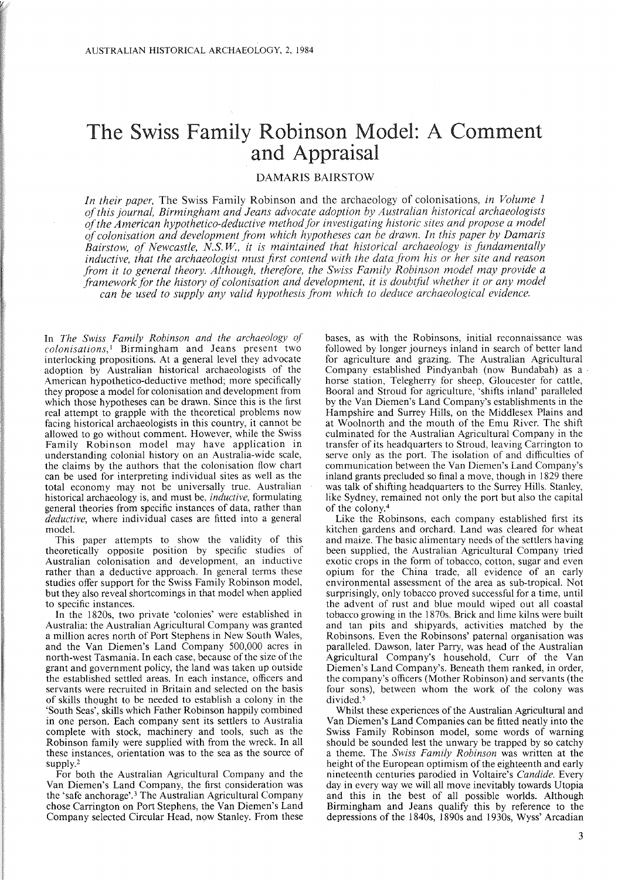# The Swiss Family Robinson Model: A Comment and Appraisal

DAMARIS BAIRSTOW

*In their paper,* The Swiss Family Robinson and the archaeology of colonisations, *in Volume 1 of this journal, Birmingham and Jeans advocate adoption by Australian historical archaeologists of the American hypothetico-deductive method for investigating historic sites and propose a model of colonisation and development from which hypotheses can be drawn. In this paper by Damaris Bairstow, of Newcastle, N.S.W., it is maintained that historical archaeology is fundamentally inductive, that the archaeologist must first contend with the data from his or her site and reason from it to general theory. Although, therefore, the Swiss Family Robinson model may provide a framework for the history of colonisation and development, it is doubtful whether it or any model can be used to supply any valid hypothesis from which to deduce archaeological evidence.*

In *The Swiss Family Robinson and the archaeology of colonisations,*[1] Birmingham and Jeans present two interlocking propositions. At a general level they advocate adoption by Australian historical archaeologists of the American hypothetico-deductive method; more specifically they propose a model for colonisation and development from which those hypotheses can be drawn. Since this is the first real attempt to grapple with the theoretical problems now facing historical archaeologists in this country, it cannot be allowed to go without comment. However, while the Swiss Family Robinson model may have application in understanding colonial history on an Australia-wide scale, the claims by the authors that the colonisation flow chart can be used for interpreting individual sites as well as the total economy may not be universally true. Australian historical archaeology is, and must be, *inductive,* formulating general theories from specific instances of data, rather than *deductive,* where individual cases are fitted into a general model.

This paper attempts to show the validity of this theoretically opposite position by specific studies of Australian colonisation and development, an inductive rather than a deductive approach. In general terms these studies offer support for the Swiss Family Robinson model, but they also reveal shortcomings in that model when applied to specific instances.

In the 1820s, two private 'colonies' were established in Australia: the Australian Agricultural Company was granted a million acres north of Port Stephens in New South Wales, and the Van Diemen's Land Company 500,000 acres in north-west Tasmania. In each case, because of the size of the grant and government policy, the land was taken up outside the established settled areas. In each instance, officers and servants were recruited in Britain and selected on the basis of skills thought to be needed to establish a colony in the 'South Seas', skills which Father Robinson happily combined in one person. Each company sent its settlers to Australia complete with stock, machinery and tools, such as the Robinson family were supplied with from the wreck. In all these instances, orientation was to the sea as the source of supply.[2]

For both the Australian Agricultural Company and the Van Diemen's Land Company, the first consideration was the 'safe anchorage'.[3] The Australian Agricultural Company chose Carrington on Port Stephens, the Van Diemen's Land Company selected Circular Head, now Stanley. From these bases, as with the Robinsons, initial reconnaissance was followed by longer journeys inland in search of better land for agriculture and grazing. The Australian Agricultural Company established Pindyanbah (now Bundabah) as a horse station, Telegherry for sheep, Gloucester for cattle, Booral and Stroud for agriculture, 'shifts inland' paralleled by the Van Diemen's Land Company's establishments in the Hampshire and Surrey Hills, on the Middlesex Plains and at Woolnorth and the mouth of the Emu River. The shift culminated for the Australian Agricultural Company in the transfer of its headquarters to Stroud, leaving Carrington to serve only as the port. The isolation of and difficulties of communication between the Van Diemen's Land Company's inland grants precluded so final a move, though in 1829 there was talk of shifting headquarters to the Surrey Hills. Stanley, like Sydney, remained not only the port but also the capital of the colony.[4]

Like the Robinsons, each company established first its kitchen gardens and orchard. Land was cleared for wheat and maize. The basic alimentary needs of the settlers having been supplied, the Australian Agricultural Company tried exotic crops in the form of tobacco, cotton, sugar and even opium for the China trade, all evidence of an early environmental assessment of the area as sub-tropical. Not surprisingly, only tobacco proved successful for a time, until the advent of rust and blue mould wiped out all coastal tobacco growing in the 1870s. Brick and lime kilns were built and tan pits and shipyards, activities matched by the Robinsons. Even the Robinsons' paternal organisation was paralleled. Dawson, later Parry, was head of the Australian Agricultural Company's household, Curr of the Van Diemen's Land Company's. Beneath them ranked, in order, the company's officers (Mother Robinson) and servants (the four sons), between whom the work of the colony was divided.[5]

Whilst these experiences of the Australian Agricultural and Van Diemen's Land Companies can be fitted neatly into the Swiss Family Robinson model, some words of warning should be sounded lest the unwary be trapped by so catchy a theme. The *Swiss Family Robinson* was written at the height of the European optimism of the eighteenth and early nineteenth centuries parodied in Voltaire's *Candide.* Every day in every way we will all move inevitably towards Utopia and this in the best of all possible worlds. Although Birmingham and Jeans qualify this by reference to the depressions of the 1840s, 1890s and 1930s, Wyss' Arcadian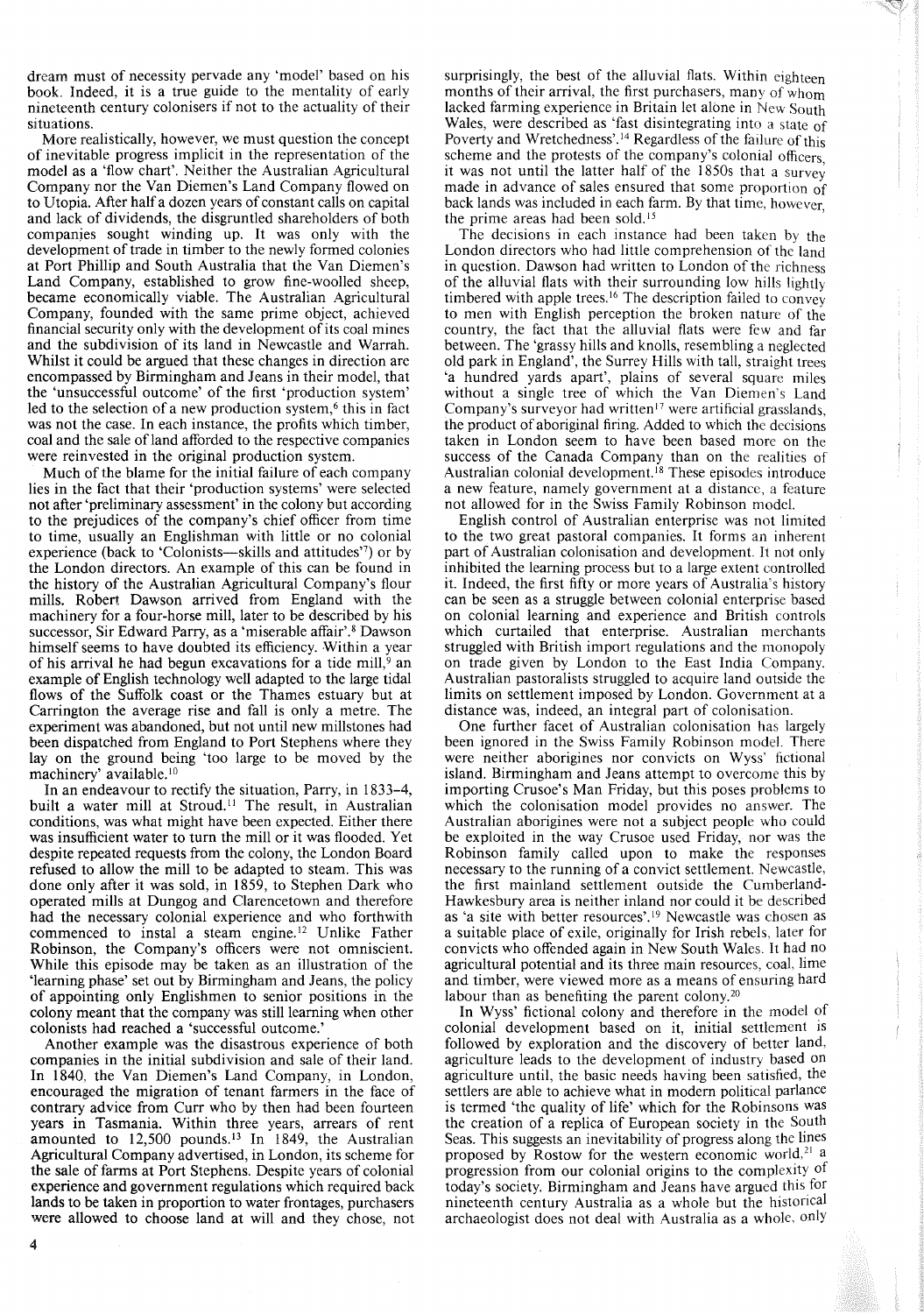dream must of necessity pervade any 'model' based on his book. Indeed, it is a true guide to the mentality of early nineteenth century colonisers if not to the actuality of their situations.

More realistically, however, we must question the concept of inevitable progress implicit in the representation of the model as a 'flow chart'. Neither the Australian Agricultural Company nor the Van Diemen's Land Company flowed on to Utopia. After half a dozen years of constant calls on capital and lack of dividends, the disgruntled shareholders of both companies sought winding up. It was only with the development of trade in timber to the newly formed colonies at Port Phillip and South Australia that the Van Diemen's Land Company, established to grow fine-woolled sheep, became economically viable. The Australian Agricultural Company, founded with the same prime object, achieved financial security only with the development of its coal mines and the subdivision of its land in Newcastle and Warrah. Whilst it could be argued that these changes in direction are encompassed by Birmingham and Jeans in their model, that the 'unsuccessful outcome' of the first 'production system' led to the selection of a new production system,[6] this in fact was not the case. In each instance, the profits which timber, coal and the sale of land afforded to the respective companies were reinvested in the original production system.

Much of the blame for the initial failure of each company lies in the fact that their 'production systems' were selected not after 'preliminary assessment' in the colony but according to the prejudices of the company's chief officer from time to time, usually an Englishman with little or no colonial experience (back to 'Colonists—skills and attitudes'[7]) or by the London directors. An example of this can be found in the history of the Australian Agricultural Company's flour mills. Robert Dawson arrived from England with the machinery for a four-horse mill, later to be described by his successor, Sir Edward Parry, as a 'miserable affair'.[8] Dawson himself seems to have doubted its efficiency. Within a year of his arrival he had begun excavations for a tide mill,[9] an example of English technology well adapted to the large tidal flows of the Suffolk coast or the Thames estuary but at Carrington the average rise and fall is only a metre. The experiment was abandoned, but not until new millstones had been dispatched from England to Port Stephens where they lay on the ground being 'too large to be moved by the machinery' available.[10]

In an endeavour to rectify the situation, Parry, in 1833–4, built a water mill at Stroud.[11] The result, in Australian conditions, was what might have been expected. Either there was insufficient water to turn the mill or it was flooded. Yet despite repeated requests from the colony, the London Board refused to allow the mill to be adapted to steam. This was done only after it was sold, in 1859, to Stephen Dark who operated mills at Dungog and Clarencetown and therefore had the necessary colonial experience and who forthwith commenced to instal a steam engine.[12] Unlike Father Robinson, the Company's officers were not omniscient. While this episode may be taken as an illustration of the 'learning phase' set out by Birmingham and Jeans, the policy of appointing only Englishmen to senior positions in the colony meant that the company was still learning when other colonists had reached a 'successful outcome.'

Another example was the disastrous experience of both companies in the initial subdivision and sale of their land. In 1840, the Van Diemen's Land Company, in London, encouraged the migration of tenant farmers in the face of contrary advice from Curr who by then had been fourteen years in Tasmania. Within three years, arrears of rent amounted to 12,500 pounds.[13] In 1849, the Australian Agricultural Company advertised, in London, its scheme for the sale of farms at Port Stephens. Despite years of colonial experience and government regulations which required back lands to be taken in proportion to water frontages, purchasers were allowed to choose land at will and they chose, not surprisingly, the best of the alluvial flats. Within eighteen months of their arrival, the first purchasers, many of whom lacked farming experience in Britain let alone in New South Wales, were described as 'fast disintegrating into a state of Poverty and Wretchedness'.[14] Regardless of the failure of this scheme and the protests of the company's colonial officers, it was not until the latter half of the 1850s that a survey made in advance of sales ensured that some proportion of back lands was included in each farm. By that time, however, the prime areas had been sold.[15]

The decisions in each instance had been taken by the London directors who had little comprehension of the land in question. Dawson had written to London of the richness of the alluvial flats with their surrounding low hills lightly timbered with apple trees.[16] The description failed to convey to men with English perception the broken nature of the country, the fact that the alluvial flats were few and far between. The 'grassy hills and knolls, resembling a neglected old park in England', the Surrey Hills with tall, straight trees 'a hundred yards apart', plains of several square miles without a single tree of which the Van Diemen's Land Company's surveyor had written[17] were artificial grasslands, the product of aboriginal firing. Added to which the decisions taken in London seem to have been based more on the success of the Canada Company than on the realities of Australian colonial development.[18] These episodes introduce a new feature, namely government at a distance, a feature not allowed for in the Swiss Family Robinson model.

English control of Australian enterprise was not limited to the two great pastoral companies. It forms an inherent part of Australian colonisation and development. It not only inhibited the learning process but to a large extent controlled it. Indeed, the first fifty or more years of Australia's history can be seen as a struggle between colonial enterprise based on colonial learning and experience and British controls which curtailed that enterprise. Australian merchants struggled with British import regulations and the monopoly on trade given by London to the East India Company. Australian pastoralists struggled to acquire land outside the limits on settlement imposed by London. Government at a distance was, indeed, an integral part of colonisation.

One further facet of Australian colonisation has largely been ignored in the Swiss Family Robinson model. There were neither aborigines nor convicts on Wyss' fictional island. Birmingham and Jeans attempt to overcome this by importing Crusoe's Man Friday, but this poses problems to which the colonisation model provides no answer. The Australian aborigines were not a subject people who could be exploited in the way Crusoe used Friday, nor was the Robinson family called upon to make the responses necessary to the running of a convict settlement. Newcastle, the first mainland settlement outside the Cumberland-Hawkesbury area is neither inland nor could it be described as 'a site with better resources'.[19] Newcastle was chosen as a suitable place of exile, originally for Irish rebels, later for convicts who offended again in New South Wales. It had no agricultural potential and its three main resources, coal, lime and timber, were viewed more as a means of ensuring hard labour than as benefiting the parent colony.[20]

In Wyss' fictional colony and therefore in the model of colonial development based on it, initial settlement is followed by exploration and the discovery of better land, agriculture leads to the development of industry based on agriculture until, the basic needs having been satisfied, the settlers are able to achieve what in modern political parlance is termed 'the quality of life' which for the Robinsons was the creation of a replica of European society in the South Seas. This suggests an inevitability of progress along the lines proposed by Rostow for the western economic world,[21] a progression from our colonial origins to the complexity of today's society. Birmingham and Jeans have argued this for nineteenth century Australia as a whole but the historical archaeologist does not deal with Australia as a whole, only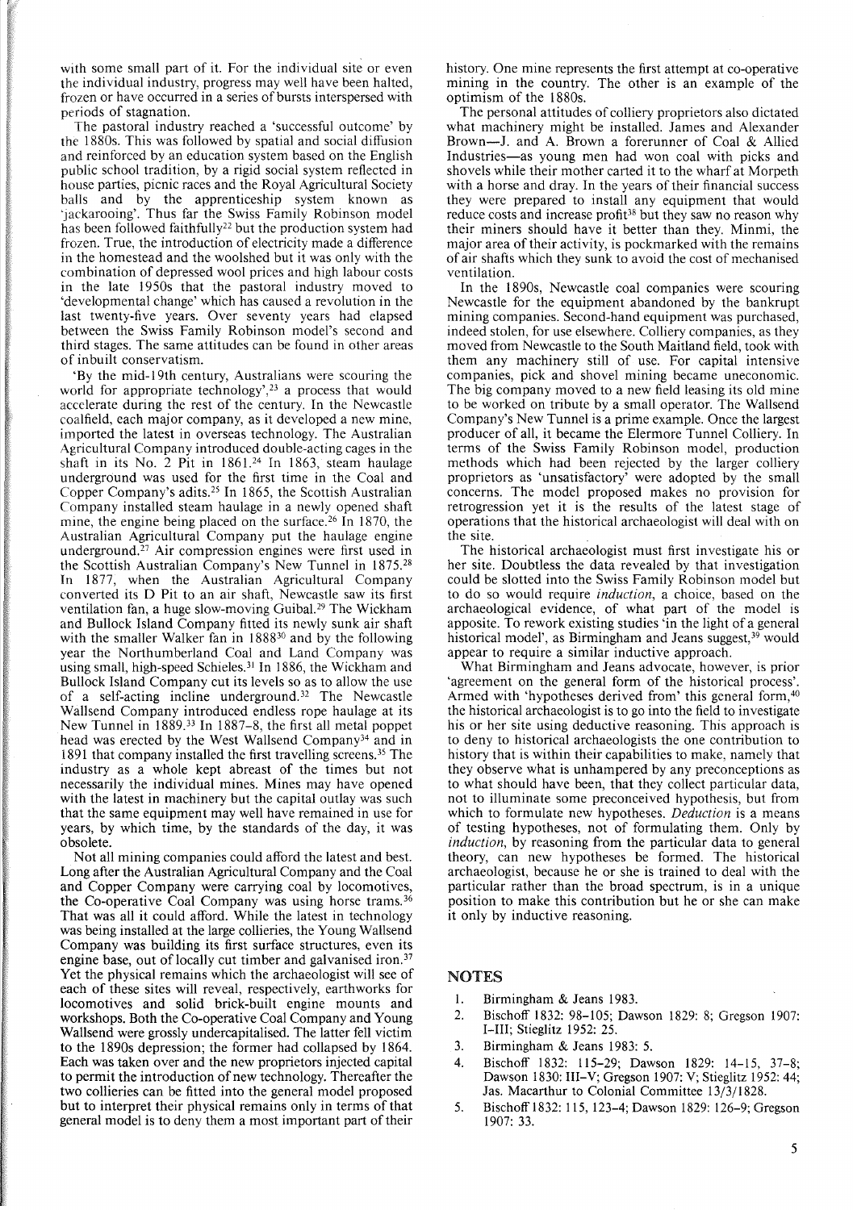with some small part of it. For the individual site or even the individual industry, progress may well have been halted, frozen or have occurred in a series of bursts interspersed with periods of stagnation.

The pastoral industry reached a 'successful outcome' by the 1880s. This was followed by spatial and social diffusion and reinforced by an education system based on the English public school tradition, by a rigid social system reflected in house parties, picnic races and the Royal Agricultural Society balls and by the apprenticeship system known as 'jackarooing'. Thus far the Swiss Family Robinson model has been followed faithfully[22] but the production system had frozen. True, the introduction of electricity made a difference in the homestead and the woolshed but it was only with the combination of depressed wool prices and high labour costs in the late 1950s that the pastoral industry moved to 'developmental change' which has caused a revolution in the last twenty-five years. Over seventy years had elapsed between the Swiss Family Robinson model's second and third stages. The same attitudes can be found in other areas of inbuilt conservatism.

'By the mid-19th century, Australians were scouring the world for appropriate technology',[23] a process that would accelerate during the rest of the century. In the Newcastle coalfield, each major company, as it developed a new mine, imported the latest in overseas technology. The Australian Agricultural Company introduced double-acting cages in the shaft in its No. 2 Pit in 1861.[24] In 1863, steam haulage underground was used for the first time in the Coal and Copper Company's adits.[25] In 1865, the Scottish Australian Company installed steam haulage in a newly opened shaft mine, the engine being placed on the surface.[26] In 1870, the Australian Agricultural Company put the haulage engine underground.[27] Air compression engines were first used in the Scottish Australian Company's New Tunnel in 1875.[28] In 1877, when the Australian Agricultural Company converted its D Pit to an air shaft, Newcastle saw its first ventilation fan, a huge slow-moving Guibal.[29] The Wickham and Bullock Island Company fitted its newly sunk air shaft with the smaller Walker fan in 1888[30] and by the following year the Northumberland Coal and Land Company was using small, high-speed Schieles.[31] In 1886, the Wickham and Bullock Island Company cut its levels so as to allow the use of a self-acting incline underground.[32] The Newcastle Wallsend Company introduced endless rope haulage at its New Tunnel in 1889.[33] In 1887–8, the first all metal poppet head was erected by the West Wallsend Company[34] and in 1891 that company installed the first travelling screens.[35] The industry as a whole kept abreast of the times but not necessarily the individual mines. Mines may have opened with the latest in machinery but the capital outlay was such that the same equipment may well have remained in use for years, by which time, by the standards of the day, it was obsolete.

Not all mining companies could afford the latest and best. Long after the Australian Agricultural Company and the Coal and Copper Company were carrying coal by locomotives, the Co-operative Coal Company was using horse trams.[36] That was all it could afford. While the latest in technology was being installed at the large collieries, the Young Wallsend Company was building its first surface structures, even its engine base, out of locally cut timber and galvanised iron.[37] Yet the physical remains which the archaeologist will see of each of these sites will reveal, respectively, earthworks for locomotives and solid brick-built engine mounts and workshops. Both the Co-operative Coal Company and Young Wallsend were grossly undercapitalised. The latter fell victim to the 1890s depression; the former had collapsed by 1864. Each was taken over and the new proprietors injected capital to permit the introduction of new technology. Thereafter the two collieries can be fitted into the general model proposed but to interpret their physical remains only in terms of that general model is to deny them a most important part of their history. One mine represents the first attempt at co-operative mining in the country. The other is an example of the optimism of the 1880s.

The personal attitudes of colliery proprietors also dictated what machinery might be installed. James and Alexander Brown—J. and A. Brown a forerunner of Coal & Allied Industries—as young men had won coal with picks and shovels while their mother carted it to the wharf at Morpeth with a horse and dray. In the years of their financial success they were prepared to install any equipment that would reduce costs and increase profit[38] but they saw no reason why their miners should have it better than they. Minmi, the major area of their activity, is pockmarked with the remains of air shafts which they sunk to avoid the cost of mechanised ventilation.

In the 1890s, Newcastle coal companies were scouring Newcastle for the equipment abandoned by the bankrupt mining companies. Second-hand equipment was purchased, indeed stolen, for use elsewhere. Colliery companies, as they moved from Newcastle to the South Maitland field, took with them any machinery still of use. For capital intensive companies, pick and shovel mining became uneconomic. The big company moved to a new field leasing its old mine to be worked on tribute by a small operator. The Wallsend Company's New Tunnel is a prime example. Once the largest producer of all, it became the Elermore Tunnel Colliery. In terms of the Swiss Family Robinson model, production methods which had been rejected by the larger colliery proprietors as 'unsatisfactory' were adopted by the small concerns. The model proposed makes no provision for retrogression yet it is the results of the latest stage of operations that the historical archaeologist will deal with on the site.

The historical archaeologist must first investigate his or her site. Doubtless the data revealed by that investigation could be slotted into the Swiss Family Robinson model but to do so would require *induction*, a choice, based on the archaeological evidence, of what part of the model is apposite. To rework existing studies 'in the light of a general historical model', as Birmingham and Jeans suggest,[39] would appear to require a similar inductive approach.

What Birmingham and Jeans advocate, however, is prior 'agreement on the general form of the historical process'. Armed with 'hypotheses derived from' this general form,[40] the historical archaeologist is to go into the field to investigate his or her site using deductive reasoning. This approach is to deny to historical archaeologists the one contribution to history that is within their capabilities to make, namely that they observe what is unhampered by any preconceptions as to what should have been, that they collect particular data, not to illuminate some preconceived hypothesis, but from which to formulate new hypotheses. *Deduction* is a means of testing hypotheses, not of formulating them. Only by *induction*, by reasoning from the particular data to general theory, can new hypotheses be formed. The historical archaeologist, because he or she is trained to deal with the particular rather than the broad spectrum, is in a unique position to make this contribution but he or she can make it only by inductive reasoning.

## NOTES

1. Birmingham & Jeans 1983.
2. Bischoff 1832: 98–105; Dawson 1829: 8; Gregson 1907: I–III; Stieglitz 1952: 25.
3. Birmingham & Jeans 1983: 5.
4. Bischoff 1832: 115–29; Dawson 1829: 14–15, 37–8; Dawson 1830: III–V; Gregson 1907: V; Stieglitz 1952: 44; Jas. Macarthur to Colonial Committee 13/3/1828.
5. Bischoff 1832: 115, 123–4; Dawson 1829: 126–9; Gregson 1907: 33.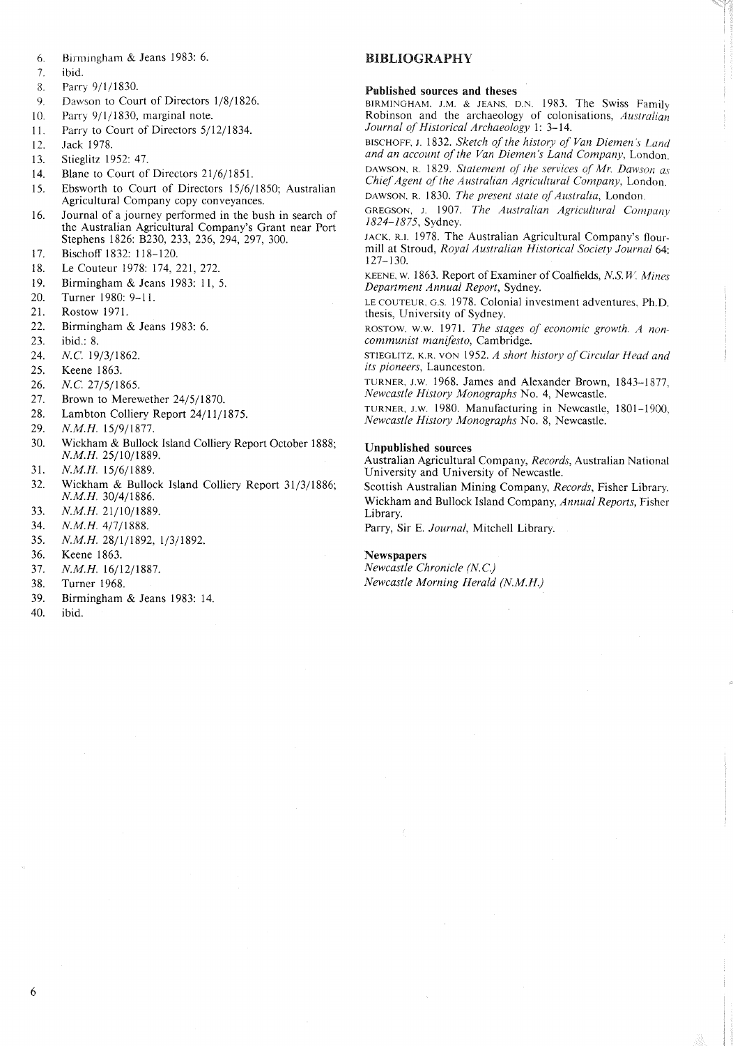6. Birmingham & Jeans 1983: 6.
7. ibid.
8. Parry 9/1/1830.
9. Dawson to Court of Directors 1/8/1826.
10. Parry 9/1/1830, marginal note.
11. Parry to Court of Directors 5/12/1834.
12. Jack 1978.
13. Stieglitz 1952: 47.
14. Blane to Court of Directors 21/6/1851.
15. Ebsworth to Court of Directors 15/6/1850; Australian Agricultural Company copy conveyances.
16. Journal of a journey performed in the bush in search of the Australian Agricultural Company's Grant near Port Stephens 1826: B230, 233, 236, 294, 297, 300.
17. Bischoff 1832: 118–120.
18. Le Couteur 1978: 174, 221, 272.
19. Birmingham & Jeans 1983: 11, 5.
20. Turner 1980: 9–11.
21. Rostow 1971.
22. Birmingham & Jeans 1983: 6.
23. ibid.: 8.
24. *N.C.* 19/3/1862.
25. Keene 1863.
26. *N.C.* 27/5/1865.
27. Brown to Merewether 24/5/1870.
28. Lambton Colliery Report 24/11/1875.
29. *N.M.H.* 15/9/1877.
30. Wickham & Bullock Island Colliery Report October 1888; *N.M.H.* 25/10/1889.
31. *N.M.H.* 15/6/1889.
32. Wickham & Bullock Island Colliery Report 31/3/1886; *N.M.H.* 30/4/1886.
33. *N.M.H.* 21/10/1889.
34. *N.M.H.* 4/7/1888.
35. *N.M.H.* 28/1/1892, 1/3/1892.
36. Keene 1863.
37. *N.M.H.* 16/12/1887.
38. Turner 1968.
39. Birmingham & Jeans 1983: 14.
40. ibid.

## BIBLIOGRAPHY

### Published sources and theses

BIRMINGHAM, J.M. & JEANS, D.N. 1983. The Swiss Family Robinson and the archaeology of colonisations, *Australian Journal of Historical Archaeology* 1: 3–14.

BISCHOFF, J. 1832. *Sketch of the history of Van Diemen's Land and an account of the Van Diemen's Land Company*, London.

DAWSON, R. 1829. *Statement of the services of Mr. Dawson as Chief Agent of the Australian Agricultural Company*, London.

DAWSON, R. 1830. *The present state of Australia*, London.

GREGSON, J. 1907. *The Australian Agricultural Company 1824–1875*, Sydney.

JACK, R.I. 1978. The Australian Agricultural Company's flour-mill at Stroud, *Royal Australian Historical Society Journal* 64: 127–130.

KEENE, W. 1863. Report of Examiner of Coalfields, *N.S.W. Mines Department Annual Report*, Sydney.

LE COUTEUR, G.S. 1978. Colonial investment adventures, Ph.D. thesis, University of Sydney.

ROSTOW, W.W. 1971. *The stages of economic growth. A non-communist manifesto*, Cambridge.

STIEGLITZ, K.R. VON 1952. *A short history of Circular Head and its pioneers*, Launceston.

TURNER, J.W. 1968. James and Alexander Brown, 1843–1877, *Newcastle History Monographs* No. 4, Newcastle.

TURNER, J.W. 1980. Manufacturing in Newcastle, 1801–1900, *Newcastle History Monographs* No. 8, Newcastle.

### Unpublished sources

Australian Agricultural Company, *Records*, Australian National University and University of Newcastle.

Scottish Australian Mining Company, *Records*, Fisher Library.

Wickham and Bullock Island Company, *Annual Reports*, Fisher Library.

Parry, Sir E. *Journal*, Mitchell Library.

### Newspapers

*Newcastle Chronicle (N.C.)*

*Newcastle Morning Herald (N.M.H.)*